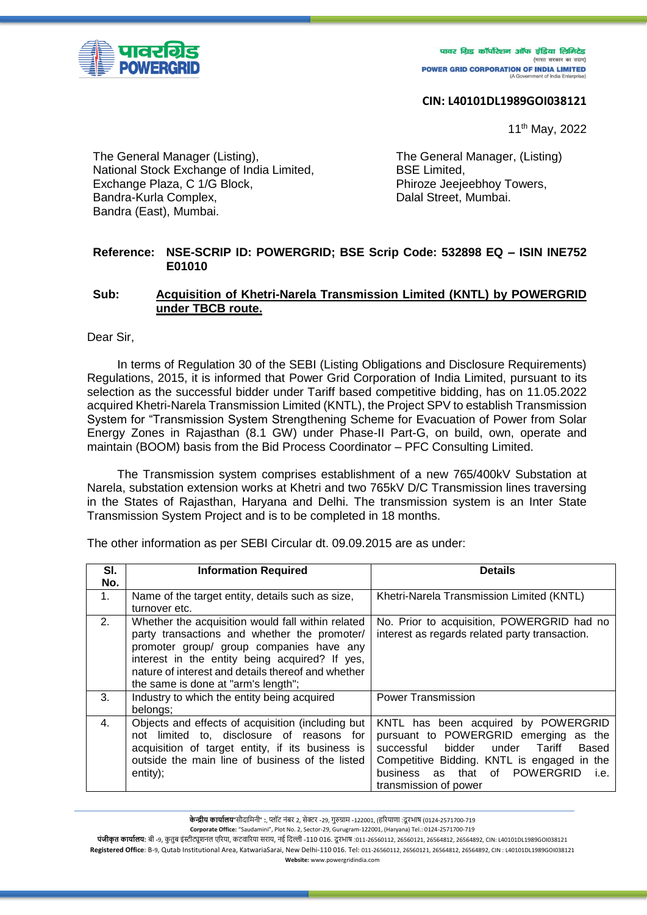पावर ग्रिड कॉर्पोरेशन ऑफ इंडिया लिमिटेड
(भारत सरकार का उद्यम)
POWER GRID CORPORATION OF INDIA LIMITED
(A Government of India Enterprise)

**CIN: L40101DL1989GOI038121**

11th May, 2022

The General Manager (Listing),
National Stock Exchange of India Limited,
Exchange Plaza, C 1/G Block,
Bandra-Kurla Complex,
Bandra (East), Mumbai.

The General Manager, (Listing)
BSE Limited,
Phiroze Jeejeebhoy Towers,
Dalal Street, Mumbai.

**Reference: NSE-SCRIP ID: POWERGRID; BSE Scrip Code: 532898 EQ – ISIN INE752E01010**

**Sub: Acquisition of Khetri-Narela Transmission Limited (KNTL) by POWERGRID under TBCB route.**

Dear Sir,

In terms of Regulation 30 of the SEBI (Listing Obligations and Disclosure Requirements) Regulations, 2015, it is informed that Power Grid Corporation of India Limited, pursuant to its selection as the successful bidder under Tariff based competitive bidding, has on 11.05.2022 acquired Khetri-Narela Transmission Limited (KNTL), the Project SPV to establish Transmission System for "Transmission System Strengthening Scheme for Evacuation of Power from Solar Energy Zones in Rajasthan (8.1 GW) under Phase-II Part-G, on build, own, operate and maintain (BOOM) basis from the Bid Process Coordinator – PFC Consulting Limited.

The Transmission system comprises establishment of a new 765/400kV Substation at Narela, substation extension works at Khetri and two 765kV D/C Transmission lines traversing in the States of Rajasthan, Haryana and Delhi. The transmission system is an Inter State Transmission System Project and is to be completed in 18 months.

The other information as per SEBI Circular dt. 09.09.2015 are as under:

| Sl. No. | Information Required | Details |
|---|---|---|
| 1. | Name of the target entity, details such as size, turnover etc. | Khetri-Narela Transmission Limited (KNTL) |
| 2. | Whether the acquisition would fall within related party transactions and whether the promoter/ promoter group/ group companies have any interest in the entity being acquired? If yes, nature of interest and details thereof and whether the same is done at "arm's length"; | No. Prior to acquisition, POWERGRID had no interest as regards related party transaction. |
| 3. | Industry to which the entity being acquired belongs; | Power Transmission |
| 4. | Objects and effects of acquisition (including but not limited to, disclosure of reasons for acquisition of target entity, if its business is outside the main line of business of the listed entity); | KNTL has been acquired by POWERGRID pursuant to POWERGRID emerging as the successful bidder under Tariff Based Competitive Bidding. KNTL is engaged in the business as that of POWERGRID i.e. transmission of power |

केन्द्रीय कार्यालय"सौदामिनी" :, प्लॉट नंबर 2, सेक्टर -29, गुरुग्राम -122001, (हरियाणा :दूरभाष (0124-2571700-719
Corporate Office: "Saudamini", Plot No. 2, Sector-29, Gurugram-122001, (Haryana) Tel.: 0124-2571700-719
पंजीकृत कार्यालय: बी -9, कुतुब इंस्टीट्यूशनल एरिया, कटवारिया सराय, नई दिल्ली -110 016. दूरभाष :011-26560112, 26560121, 26564812, 26564892, CIN: L40101DL1989GOI038121
Registered Office: B-9, Qutab Institutional Area, KatwariaSarai, New Delhi-110 016. Tel: 011-26560112, 26560121, 26564812, 26564892, CIN : L40101DL1989GOI038121
Website: www.powergridindia.com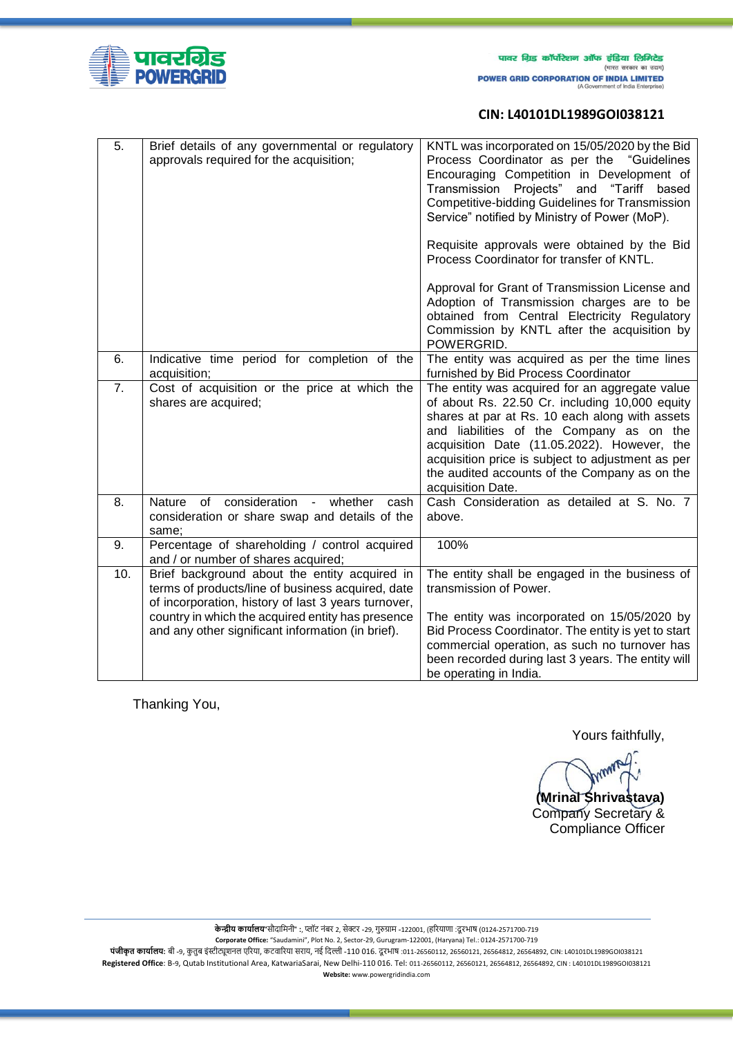**CIN: L40101DL1989GOI038121**

| | | |
|---|---|---|
| 5. | Brief details of any governmental or regulatory approvals required for the acquisition; | KNTL was incorporated on 15/05/2020 by the Bid Process Coordinator as per the "Guidelines Encouraging Competition in Development of Transmission Projects" and "Tariff based Competitive-bidding Guidelines for Transmission Service" notified by Ministry of Power (MoP).<br><br>Requisite approvals were obtained by the Bid Process Coordinator for transfer of KNTL.<br><br>Approval for Grant of Transmission License and Adoption of Transmission charges are to be obtained from Central Electricity Regulatory Commission by KNTL after the acquisition by POWERGRID. |
| 6. | Indicative time period for completion of the acquisition; | The entity was acquired as per the time lines furnished by Bid Process Coordinator |
| 7. | Cost of acquisition or the price at which the shares are acquired; | The entity was acquired for an aggregate value of about Rs. 22.50 Cr. including 10,000 equity shares at par at Rs. 10 each along with assets and liabilities of the Company as on the acquisition Date (11.05.2022). However, the acquisition price is subject to adjustment as per the audited accounts of the Company as on the acquisition Date. |
| 8. | Nature of consideration - whether cash consideration or share swap and details of the same; | Cash Consideration as detailed at S. No. 7 above. |
| 9. | Percentage of shareholding / control acquired and / or number of shares acquired; | 100% |
| 10. | Brief background about the entity acquired in terms of products/line of business acquired, date of incorporation, history of last 3 years turnover, country in which the acquired entity has presence and any other significant information (in brief). | The entity shall be engaged in the business of transmission of Power.<br><br>The entity was incorporated on 15/05/2020 by Bid Process Coordinator. The entity is yet to start commercial operation, as such no turnover has been recorded during last 3 years. The entity will be operating in India. |

Thanking You,

Yours faithfully,

**(Mrinal Shrivastava)**
Company Secretary &
Compliance Officer